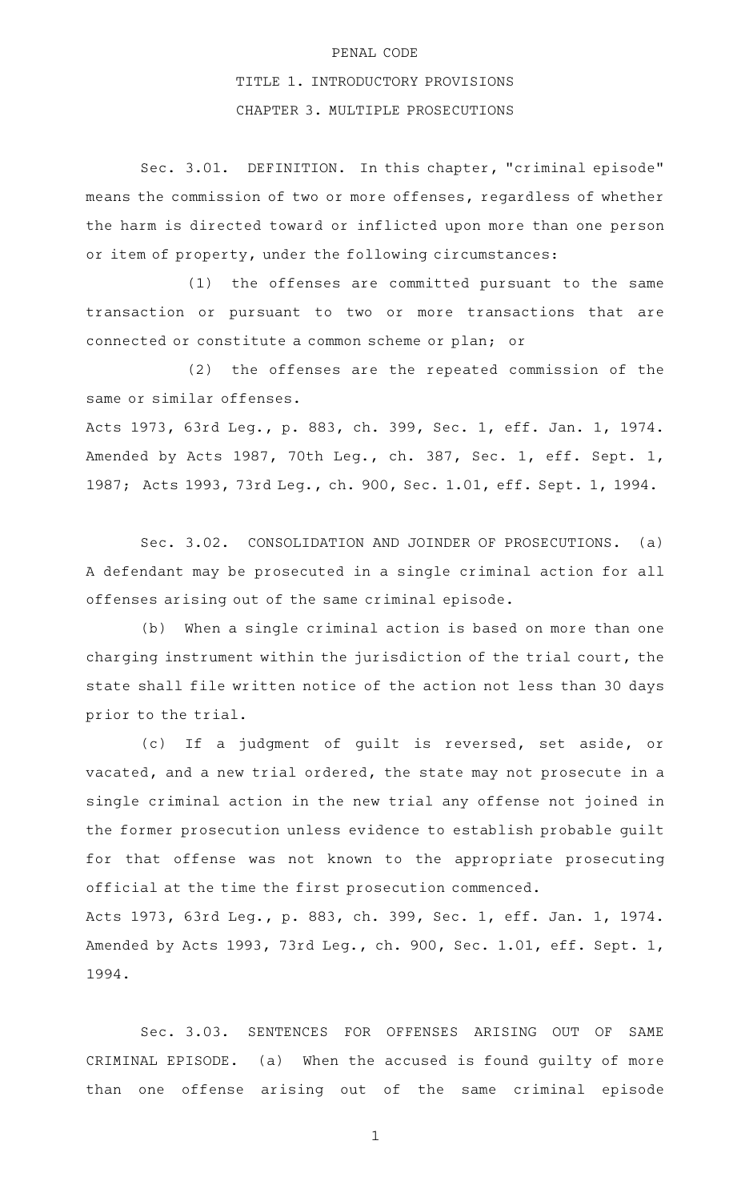PENAL CODE

TITLE 1. INTRODUCTORY PROVISIONS

CHAPTER 3. MULTIPLE PROSECUTIONS

Sec. 3.01. DEFINITION. In this chapter, "criminal episode" means the commission of two or more offenses, regardless of whether the harm is directed toward or inflicted upon more than one person or item of property, under the following circumstances:

(1) the offenses are committed pursuant to the same transaction or pursuant to two or more transactions that are connected or constitute a common scheme or plan; or

(2) the offenses are the repeated commission of the same or similar offenses.

Acts 1973, 63rd Leg., p. 883, ch. 399, Sec. 1, eff. Jan. 1, 1974. Amended by Acts 1987, 70th Leg., ch. 387, Sec. 1, eff. Sept. 1, 1987; Acts 1993, 73rd Leg., ch. 900, Sec. 1.01, eff. Sept. 1, 1994.

Sec. 3.02. CONSOLIDATION AND JOINDER OF PROSECUTIONS. (a) A defendant may be prosecuted in a single criminal action for all offenses arising out of the same criminal episode.

(b) When a single criminal action is based on more than one charging instrument within the jurisdiction of the trial court, the state shall file written notice of the action not less than 30 days prior to the trial.

(c) If a judgment of guilt is reversed, set aside, or vacated, and a new trial ordered, the state may not prosecute in a single criminal action in the new trial any offense not joined in the former prosecution unless evidence to establish probable guilt for that offense was not known to the appropriate prosecuting official at the time the first prosecution commenced.

Acts 1973, 63rd Leg., p. 883, ch. 399, Sec. 1, eff. Jan. 1, 1974. Amended by Acts 1993, 73rd Leg., ch. 900, Sec. 1.01, eff. Sept. 1, 1994.

Sec. 3.03. SENTENCES FOR OFFENSES ARISING OUT OF SAME CRIMINAL EPISODE. (a) When the accused is found guilty of more than one offense arising out of the same criminal episode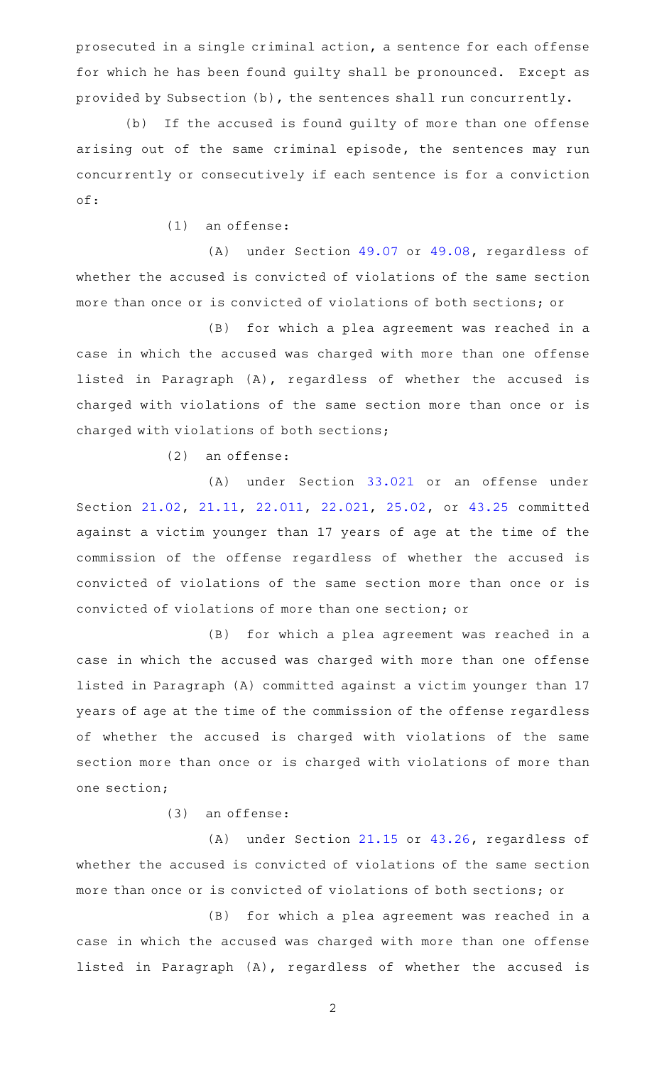prosecuted in a single criminal action, a sentence for each offense for which he has been found guilty shall be pronounced. Except as provided by Subsection (b), the sentences shall run concurrently.

(b) If the accused is found guilty of more than one offense arising out of the same criminal episode, the sentences may run concurrently or consecutively if each sentence is for a conviction of:

(1) an offense:

(A) under Section 49.07 or 49.08, regardless of whether the accused is convicted of violations of the same section more than once or is convicted of violations of both sections; or

(B) for which a plea agreement was reached in a case in which the accused was charged with more than one offense listed in Paragraph (A), regardless of whether the accused is charged with violations of the same section more than once or is charged with violations of both sections;

(2) an offense:

(A) under Section 33.021 or an offense under Section 21.02, 21.11, 22.011, 22.021, 25.02, or 43.25 committed against a victim younger than 17 years of age at the time of the commission of the offense regardless of whether the accused is convicted of violations of the same section more than once or is convicted of violations of more than one section; or

(B) for which a plea agreement was reached in a case in which the accused was charged with more than one offense listed in Paragraph (A) committed against a victim younger than 17 years of age at the time of the commission of the offense regardless of whether the accused is charged with violations of the same section more than once or is charged with violations of more than one section;

(3) an offense:

(A) under Section 21.15 or 43.26, regardless of whether the accused is convicted of violations of the same section more than once or is convicted of violations of both sections; or

(B) for which a plea agreement was reached in a case in which the accused was charged with more than one offense listed in Paragraph (A), regardless of whether the accused is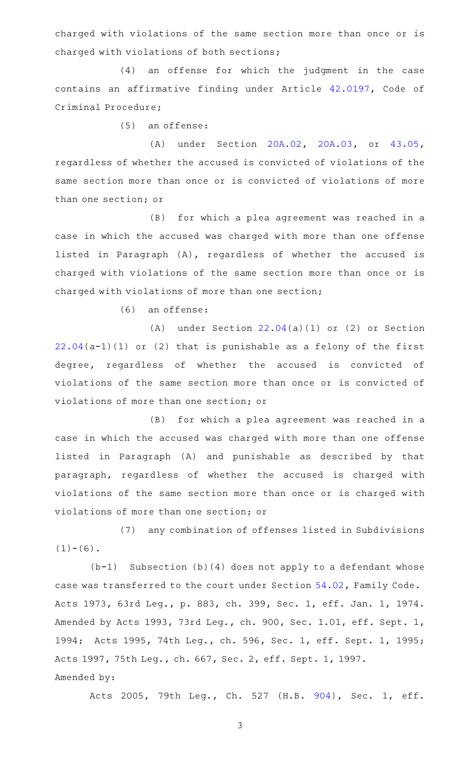charged with violations of the same section more than once or is charged with violations of both sections;

(4) an offense for which the judgment in the case contains an affirmative finding under Article 42.0197, Code of Criminal Procedure;

(5) an offense:

(A) under Section 20A.02, 20A.03, or 43.05, regardless of whether the accused is convicted of violations of the same section more than once or is convicted of violations of more than one section; or

(B) for which a plea agreement was reached in a case in which the accused was charged with more than one offense listed in Paragraph (A), regardless of whether the accused is charged with violations of the same section more than once or is charged with violations of more than one section;

(6) an offense:

(A) under Section 22.04(a)(1) or (2) or Section 22.04(a-1)(1) or (2) that is punishable as a felony of the first degree, regardless of whether the accused is convicted of violations of the same section more than once or is convicted of violations of more than one section; or

(B) for which a plea agreement was reached in a case in which the accused was charged with more than one offense listed in Paragraph (A) and punishable as described by that paragraph, regardless of whether the accused is charged with violations of the same section more than once or is charged with violations of more than one section; or

(7) any combination of offenses listed in Subdivisions (1)-(6).

(b-1) Subsection (b)(4) does not apply to a defendant whose case was transferred to the court under Section 54.02, Family Code.

Acts 1973, 63rd Leg., p. 883, ch. 399, Sec. 1, eff. Jan. 1, 1974. Amended by Acts 1993, 73rd Leg., ch. 900, Sec. 1.01, eff. Sept. 1, 1994; Acts 1995, 74th Leg., ch. 596, Sec. 1, eff. Sept. 1, 1995; Acts 1997, 75th Leg., ch. 667, Sec. 2, eff. Sept. 1, 1997.

Amended by:

Acts 2005, 79th Leg., Ch. 527 (H.B. 904), Sec. 1, eff.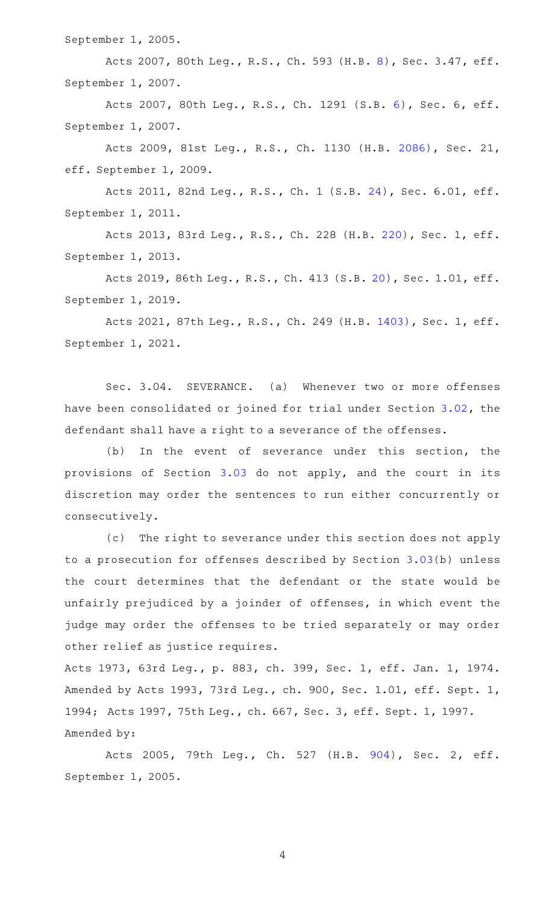September 1, 2005.

Acts 2007, 80th Leg., R.S., Ch. 593 (H.B. 8), Sec. 3.47, eff. September 1, 2007.

Acts 2007, 80th Leg., R.S., Ch. 1291 (S.B. 6), Sec. 6, eff. September 1, 2007.

Acts 2009, 81st Leg., R.S., Ch. 1130 (H.B. 2086), Sec. 21, eff. September 1, 2009.

Acts 2011, 82nd Leg., R.S., Ch. 1 (S.B. 24), Sec. 6.01, eff. September 1, 2011.

Acts 2013, 83rd Leg., R.S., Ch. 228 (H.B. 220), Sec. 1, eff. September 1, 2013.

Acts 2019, 86th Leg., R.S., Ch. 413 (S.B. 20), Sec. 1.01, eff. September 1, 2019.

Acts 2021, 87th Leg., R.S., Ch. 249 (H.B. 1403), Sec. 1, eff. September 1, 2021.

Sec. 3.04. SEVERANCE. (a) Whenever two or more offenses have been consolidated or joined for trial under Section 3.02, the defendant shall have a right to a severance of the offenses.

(b) In the event of severance under this section, the provisions of Section 3.03 do not apply, and the court in its discretion may order the sentences to run either concurrently or consecutively.

(c) The right to severance under this section does not apply to a prosecution for offenses described by Section 3.03(b) unless the court determines that the defendant or the state would be unfairly prejudiced by a joinder of offenses, in which event the judge may order the offenses to be tried separately or may order other relief as justice requires.

Acts 1973, 63rd Leg., p. 883, ch. 399, Sec. 1, eff. Jan. 1, 1974. Amended by Acts 1993, 73rd Leg., ch. 900, Sec. 1.01, eff. Sept. 1, 1994; Acts 1997, 75th Leg., ch. 667, Sec. 3, eff. Sept. 1, 1997.
Amended by:

Acts 2005, 79th Leg., Ch. 527 (H.B. 904), Sec. 2, eff. September 1, 2005.